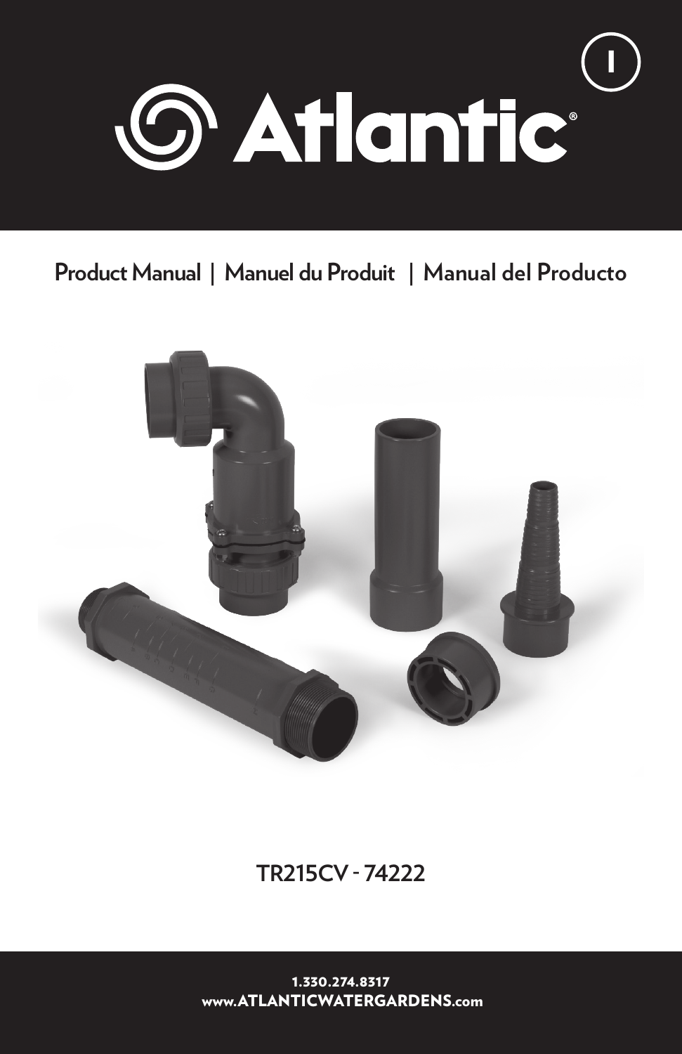# Atlantic

Product Manual | Manuel du Produit | Manual del Producto

TR215CV - 74222

1.330.274.8317
www.ATLANTICWATERGARDENS.com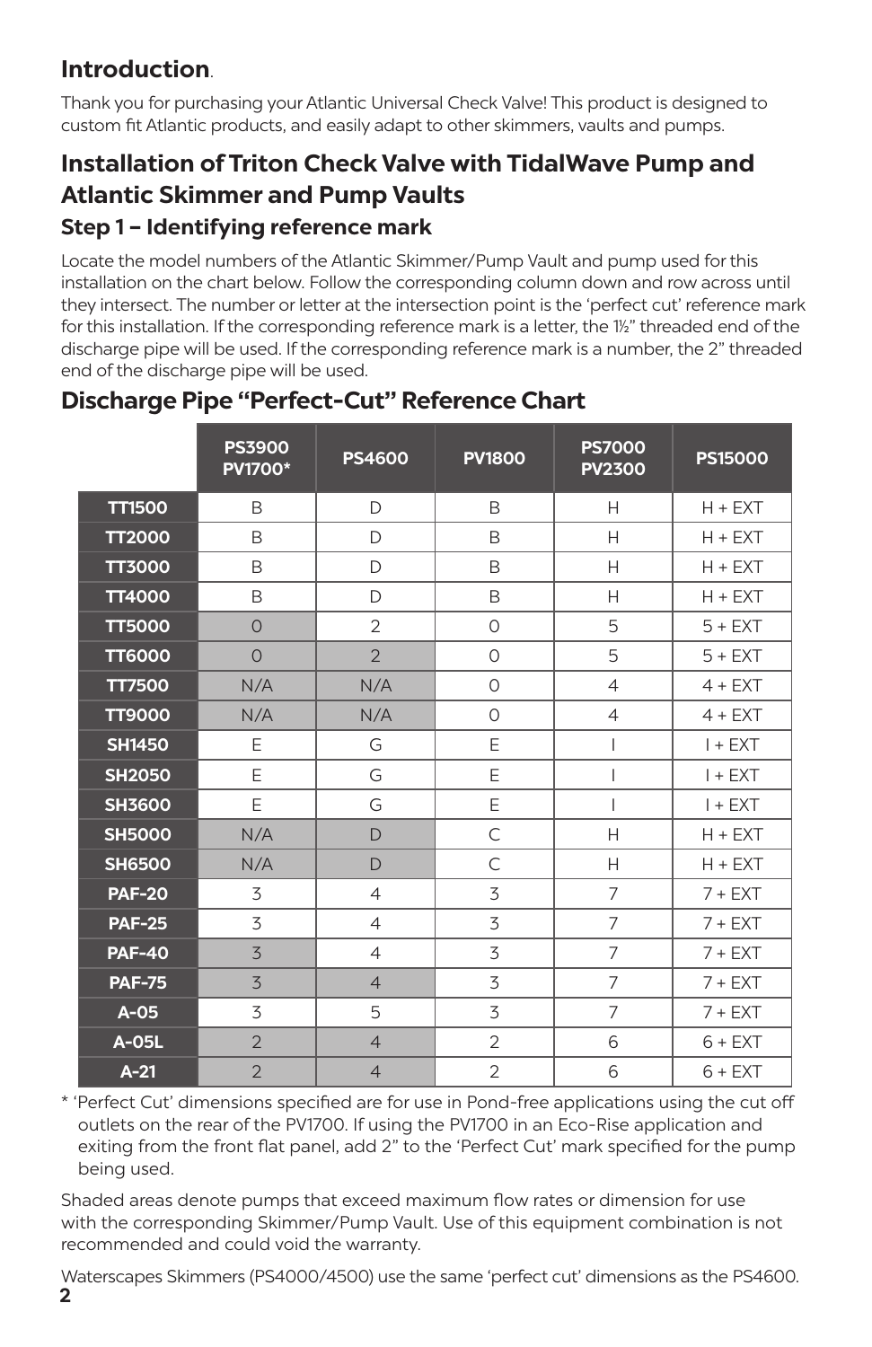## Introduction.

Thank you for purchasing your Atlantic Universal Check Valve! This product is designed to custom fit Atlantic products, and easily adapt to other skimmers, vaults and pumps.

## Installation of Triton Check Valve with TidalWave Pump and Atlantic Skimmer and Pump Vaults

### Step 1 – Identifying reference mark

Locate the model numbers of the Atlantic Skimmer/Pump Vault and pump used for this installation on the chart below. Follow the corresponding column down and row across until they intersect. The number or letter at the intersection point is the 'perfect cut' reference mark for this installation. If the corresponding reference mark is a letter, the 1½" threaded end of the discharge pipe will be used. If the corresponding reference mark is a number, the 2" threaded end of the discharge pipe will be used.

## Discharge Pipe "Perfect-Cut" Reference Chart

| | PS3900 PV1700* | PS4600 | PV1800 | PS7000 PV2300 | PS15000 |
|---|---|---|---|---|---|
| TT1500 | B | D | B | H | H + EXT |
| TT2000 | B | D | B | H | H + EXT |
| TT3000 | B | D | B | H | H + EXT |
| TT4000 | B | D | B | H | H + EXT |
| TT5000 | 0 | 2 | 0 | 5 | 5 + EXT |
| TT6000 | 0 | 2 | 0 | 5 | 5 + EXT |
| TT7500 | N/A | N/A | 0 | 4 | 4 + EXT |
| TT9000 | N/A | N/A | 0 | 4 | 4 + EXT |
| SH1450 | E | G | E | I | I + EXT |
| SH2050 | E | G | E | I | I + EXT |
| SH3600 | E | G | E | I | I + EXT |
| SH5000 | N/A | D | C | H | H + EXT |
| SH6500 | N/A | D | C | H | H + EXT |
| PAF-20 | 3 | 4 | 3 | 7 | 7 + EXT |
| PAF-25 | 3 | 4 | 3 | 7 | 7 + EXT |
| PAF-40 | 3 | 4 | 3 | 7 | 7 + EXT |
| PAF-75 | 3 | 4 | 3 | 7 | 7 + EXT |
| A-05 | 3 | 5 | 3 | 7 | 7 + EXT |
| A-05L | 2 | 4 | 2 | 6 | 6 + EXT |
| A-21 | 2 | 4 | 2 | 6 | 6 + EXT |

\* 'Perfect Cut' dimensions specified are for use in Pond-free applications using the cut off outlets on the rear of the PV1700. If using the PV1700 in an Eco-Rise application and exiting from the front flat panel, add 2" to the 'Perfect Cut' mark specified for the pump being used.

Shaded areas denote pumps that exceed maximum flow rates or dimension for use with the corresponding Skimmer/Pump Vault. Use of this equipment combination is not recommended and could void the warranty.

Waterscapes Skimmers (PS4000/4500) use the same 'perfect cut' dimensions as the PS4600.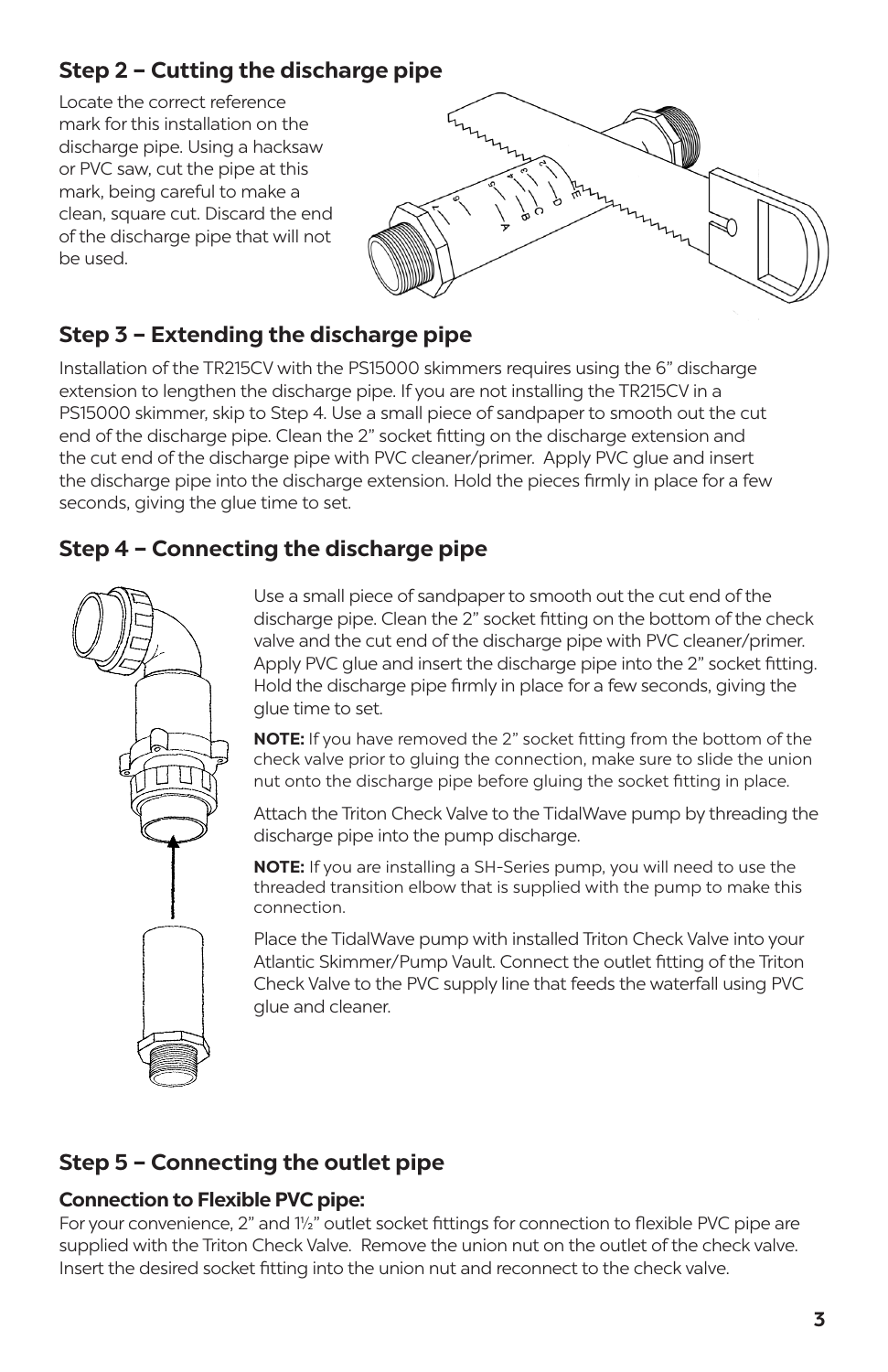## Step 2 – Cutting the discharge pipe

Locate the correct reference mark for this installation on the discharge pipe. Using a hacksaw or PVC saw, cut the pipe at this mark, being careful to make a clean, square cut. Discard the end of the discharge pipe that will not be used.

## Step 3 – Extending the discharge pipe

Installation of the TR215CV with the PS15000 skimmers requires using the 6" discharge extension to lengthen the discharge pipe. If you are not installing the TR215CV in a PS15000 skimmer, skip to Step 4. Use a small piece of sandpaper to smooth out the cut end of the discharge pipe. Clean the 2" socket fitting on the discharge extension and the cut end of the discharge pipe with PVC cleaner/primer. Apply PVC glue and insert the discharge pipe into the discharge extension. Hold the pieces firmly in place for a few seconds, giving the glue time to set.

## Step 4 – Connecting the discharge pipe

Use a small piece of sandpaper to smooth out the cut end of the discharge pipe. Clean the 2" socket fitting on the bottom of the check valve and the cut end of the discharge pipe with PVC cleaner/primer. Apply PVC glue and insert the discharge pipe into the 2" socket fitting. Hold the discharge pipe firmly in place for a few seconds, giving the glue time to set.

**NOTE:** If you have removed the 2" socket fitting from the bottom of the check valve prior to gluing the connection, make sure to slide the union nut onto the discharge pipe before gluing the socket fitting in place.

Attach the Triton Check Valve to the TidalWave pump by threading the discharge pipe into the pump discharge.

**NOTE:** If you are installing a SH-Series pump, you will need to use the threaded transition elbow that is supplied with the pump to make this connection.

Place the TidalWave pump with installed Triton Check Valve into your Atlantic Skimmer/Pump Vault. Connect the outlet fitting of the Triton Check Valve to the PVC supply line that feeds the waterfall using PVC glue and cleaner.

## Step 5 – Connecting the outlet pipe

### Connection to Flexible PVC pipe:

For your convenience, 2" and 1½" outlet socket fittings for connection to flexible PVC pipe are supplied with the Triton Check Valve. Remove the union nut on the outlet of the check valve. Insert the desired socket fitting into the union nut and reconnect to the check valve.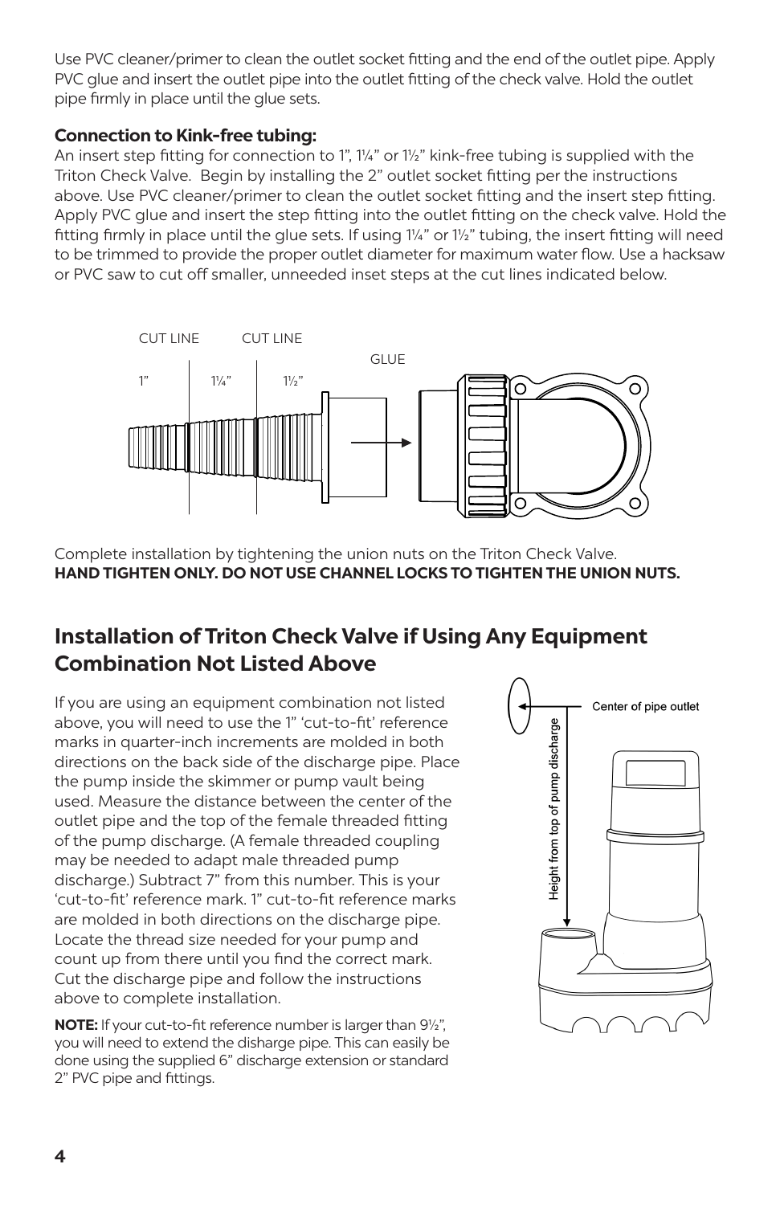Use PVC cleaner/primer to clean the outlet socket fitting and the end of the outlet pipe. Apply PVC glue and insert the outlet pipe into the outlet fitting of the check valve. Hold the outlet pipe firmly in place until the glue sets.

**Connection to Kink-free tubing:**

An insert step fitting for connection to 1", 1¼" or 1½" kink-free tubing is supplied with the Triton Check Valve. Begin by installing the 2" outlet socket fitting per the instructions above. Use PVC cleaner/primer to clean the outlet socket fitting and the insert step fitting. Apply PVC glue and insert the step fitting into the outlet fitting on the check valve. Hold the fitting firmly in place until the glue sets. If using 1¼" or 1½" tubing, the insert fitting will need to be trimmed to provide the proper outlet diameter for maximum water flow. Use a hacksaw or PVC saw to cut off smaller, unneeded inset steps at the cut lines indicated below.

CUT LINE CUT LINE

GLUE

1" 1¼" 1½"

Complete installation by tightening the union nuts on the Triton Check Valve.
**HAND TIGHTEN ONLY. DO NOT USE CHANNEL LOCKS TO TIGHTEN THE UNION NUTS.**

## Installation of Triton Check Valve if Using Any Equipment Combination Not Listed Above

If you are using an equipment combination not listed above, you will need to use the 1" 'cut-to-fit' reference marks in quarter-inch increments are molded in both directions on the back side of the discharge pipe. Place the pump inside the skimmer or pump vault being used. Measure the distance between the center of the outlet pipe and the top of the female threaded fitting of the pump discharge. (A female threaded coupling may be needed to adapt male threaded pump discharge.) Subtract 7" from this number. This is your 'cut-to-fit' reference mark. 1" cut-to-fit reference marks are molded in both directions on the discharge pipe. Locate the thread size needed for your pump and count up from there until you find the correct mark. Cut the discharge pipe and follow the instructions above to complete installation.

**NOTE:** If your cut-to-fit reference number is larger than 9½", you will need to extend the disharge pipe. This can easily be done using the supplied 6" discharge extension or standard 2" PVC pipe and fittings.

Center of pipe outlet

Height from top of pump discharge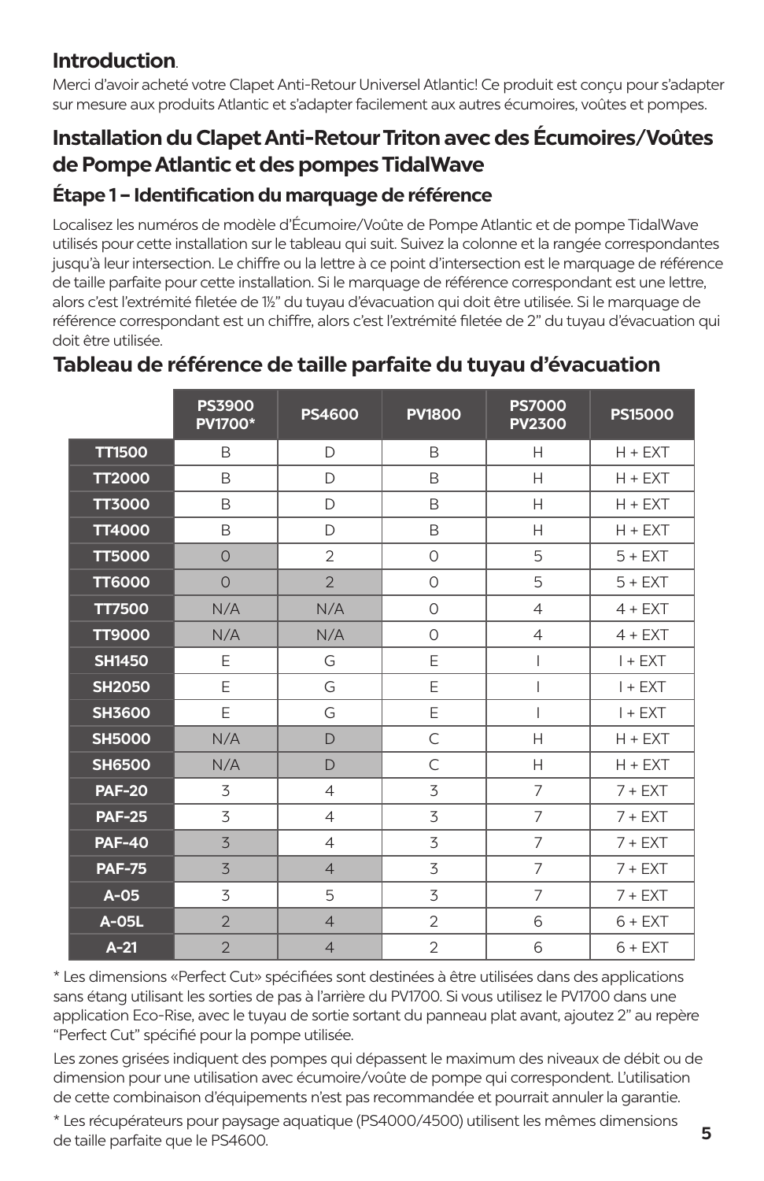## Introduction.

Merci d'avoir acheté votre Clapet Anti-Retour Universel Atlantic! Ce produit est conçu pour s'adapter sur mesure aux produits Atlantic et s'adapter facilement aux autres écumoires, voûtes et pompes.

## Installation du Clapet Anti-Retour Triton avec des Écumoires/Voûtes de Pompe Atlantic et des pompes TidalWave

### Étape 1 – Identification du marquage de référence

Localisez les numéros de modèle d'Écumoire/Voûte de Pompe Atlantic et de pompe TidalWave utilisés pour cette installation sur le tableau qui suit. Suivez la colonne et la rangée correspondantes jusqu'à leur intersection. Le chiffre ou la lettre à ce point d'intersection est le marquage de référence de taille parfaite pour cette installation. Si le marquage de référence correspondant est une lettre, alors c'est l'extrémité filetée de 1½" du tuyau d'évacuation qui doit être utilisée. Si le marquage de référence correspondant est un chiffre, alors c'est l'extrémité filetée de 2" du tuyau d'évacuation qui doit être utilisée.

## Tableau de référence de taille parfaite du tuyau d'évacuation

| | PS3900 PV1700* | PS4600 | PV1800 | PS7000 PV2300 | PS15000 |
|---|---|---|---|---|---|
| TT1500 | B | D | B | H | H + EXT |
| TT2000 | B | D | B | H | H + EXT |
| TT3000 | B | D | B | H | H + EXT |
| TT4000 | B | D | B | H | H + EXT |
| TT5000 | 0 | 2 | 0 | 5 | 5 + EXT |
| TT6000 | 0 | 2 | 0 | 5 | 5 + EXT |
| TT7500 | N/A | N/A | 0 | 4 | 4 + EXT |
| TT9000 | N/A | N/A | 0 | 4 | 4 + EXT |
| SH1450 | E | G | E | I | I + EXT |
| SH2050 | E | G | E | I | I + EXT |
| SH3600 | E | G | E | I | I + EXT |
| SH5000 | N/A | D | C | H | H + EXT |
| SH6500 | N/A | D | C | H | H + EXT |
| PAF-20 | 3 | 4 | 3 | 7 | 7 + EXT |
| PAF-25 | 3 | 4 | 3 | 7 | 7 + EXT |
| PAF-40 | 3 | 4 | 3 | 7 | 7 + EXT |
| PAF-75 | 3 | 4 | 3 | 7 | 7 + EXT |
| A-05 | 3 | 5 | 3 | 7 | 7 + EXT |
| A-05L | 2 | 4 | 2 | 6 | 6 + EXT |
| A-21 | 2 | 4 | 2 | 6 | 6 + EXT |

* Les dimensions «Perfect Cut» spécifiées sont destinées à être utilisées dans des applications sans étang utilisant les sorties de pas à l'arrière du PV1700. Si vous utilisez le PV1700 dans une application Eco-Rise, avec le tuyau de sortie sortant du panneau plat avant, ajoutez 2" au repère "Perfect Cut" spécifié pour la pompe utilisée.

Les zones grisées indiquent des pompes qui dépassent le maximum des niveaux de débit ou de dimension pour une utilisation avec écumoire/voûte de pompe qui correspondent. L'utilisation de cette combinaison d'équipements n'est pas recommandée et pourrait annuler la garantie.

* Les récupérateurs pour paysage aquatique (PS4000/4500) utilisent les mêmes dimensions de taille parfaite que le PS4600.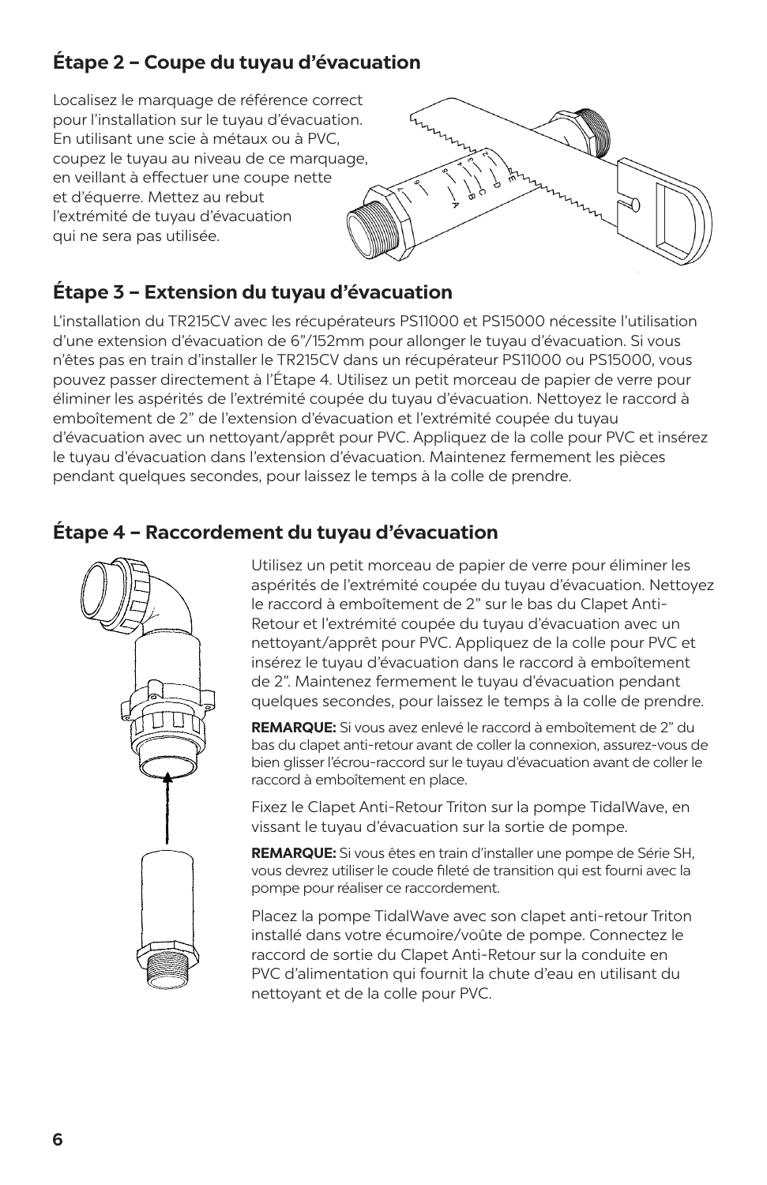## Étape 2 – Coupe du tuyau d'évacuation

Localisez le marquage de référence correct pour l'installation sur le tuyau d'évacuation. En utilisant une scie à métaux ou à PVC, coupez le tuyau au niveau de ce marquage, en veillant à effectuer une coupe nette et d'équerre. Mettez au rebut l'extrémité de tuyau d'évacuation qui ne sera pas utilisée.

## Étape 3 – Extension du tuyau d'évacuation

L'installation du TR215CV avec les récupérateurs PS11000 et PS15000 nécessite l'utilisation d'une extension d'évacuation de 6"/152mm pour allonger le tuyau d'évacuation. Si vous n'êtes pas en train d'installer le TR215CV dans un récupérateur PS11000 ou PS15000, vous pouvez passer directement à l'Étape 4. Utilisez un petit morceau de papier de verre pour éliminer les aspérités de l'extrémité coupée du tuyau d'évacuation. Nettoyez le raccord à emboîtement de 2" de l'extension d'évacuation et l'extrémité coupée du tuyau d'évacuation avec un nettoyant/apprêt pour PVC. Appliquez de la colle pour PVC et insérez le tuyau d'évacuation dans l'extension d'évacuation. Maintenez fermement les pièces pendant quelques secondes, pour laissez le temps à la colle de prendre.

## Étape 4 – Raccordement du tuyau d'évacuation

Utilisez un petit morceau de papier de verre pour éliminer les aspérités de l'extrémité coupée du tuyau d'évacuation. Nettoyez le raccord à emboîtement de 2" sur le bas du Clapet Anti-Retour et l'extrémité coupée du tuyau d'évacuation avec un nettoyant/apprêt pour PVC. Appliquez de la colle pour PVC et insérez le tuyau d'évacuation dans le raccord à emboîtement de 2". Maintenez fermement le tuyau d'évacuation pendant quelques secondes, pour laissez le temps à la colle de prendre.

**REMARQUE:** Si vous avez enlevé le raccord à emboîtement de 2" du bas du clapet anti-retour avant de coller la connexion, assurez-vous de bien glisser l'écrou-raccord sur le tuyau d'évacuation avant de coller le raccord à emboîtement en place.

Fixez le Clapet Anti-Retour Triton sur la pompe TidalWave, en vissant le tuyau d'évacuation sur la sortie de pompe.

**REMARQUE:** Si vous êtes en train d'installer une pompe de Série SH, vous devrez utiliser le coude fileté de transition qui est fourni avec la pompe pour réaliser ce raccordement.

Placez la pompe TidalWave avec son clapet anti-retour Triton installé dans votre écumoire/voûte de pompe. Connectez le raccord de sortie du Clapet Anti-Retour sur la conduite en PVC d'alimentation qui fournit la chute d'eau en utilisant du nettoyant et de la colle pour PVC.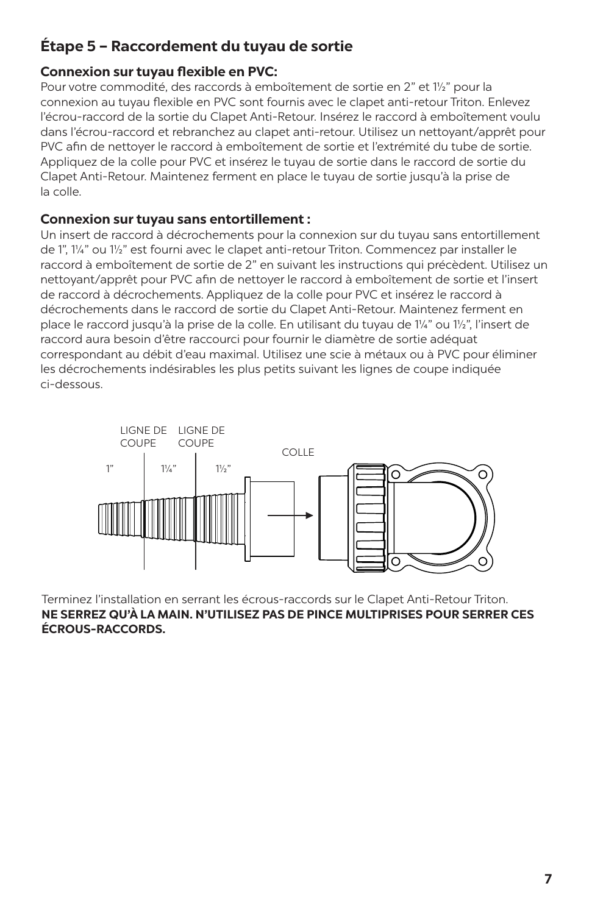## Étape 5 – Raccordement du tuyau de sortie

### Connexion sur tuyau flexible en PVC:

Pour votre commodité, des raccords à emboîtement de sortie en 2” et 1½” pour la connexion au tuyau flexible en PVC sont fournis avec le clapet anti-retour Triton. Enlevez l’écrou-raccord de la sortie du Clapet Anti-Retour. Insérez le raccord à emboîtement voulu dans l’écrou-raccord et rebranchez au clapet anti-retour. Utilisez un nettoyant/apprêt pour PVC afin de nettoyer le raccord à emboîtement de sortie et l’extrémité du tube de sortie. Appliquez de la colle pour PVC et insérez le tuyau de sortie dans le raccord de sortie du Clapet Anti-Retour. Maintenez ferment en place le tuyau de sortie jusqu’à la prise de la colle.

### Connexion sur tuyau sans entortillement :

Un insert de raccord à décrochements pour la connexion sur du tuyau sans entortillement de 1”, 1¼” ou 1½” est fourni avec le clapet anti-retour Triton. Commencez par installer le raccord à emboîtement de sortie de 2” en suivant les instructions qui précèdent. Utilisez un nettoyant/apprêt pour PVC afin de nettoyer le raccord à emboîtement de sortie et l’insert de raccord à décrochements. Appliquez de la colle pour PVC et insérez le raccord à décrochements dans le raccord de sortie du Clapet Anti-Retour. Maintenez ferment en place le raccord jusqu’à la prise de la colle. En utilisant du tuyau de 1¼” ou 1½”, l’insert de raccord aura besoin d’être raccourci pour fournir le diamètre de sortie adéquat correspondant au débit d’eau maximal. Utilisez une scie à métaux ou à PVC pour éliminer les décrochements indésirables les plus petits suivant les lignes de coupe indiquée ci-dessous.

LIGNE DE COUPE LIGNE DE COUPE

1” 1¼” 1½”

COLLE

Terminez l’installation en serrant les écrous-raccords sur le Clapet Anti-Retour Triton.
**NE SERREZ QU’À LA MAIN. N’UTILISEZ PAS DE PINCE MULTIPRISES POUR SERRER CES ÉCROUS-RACCORDS.**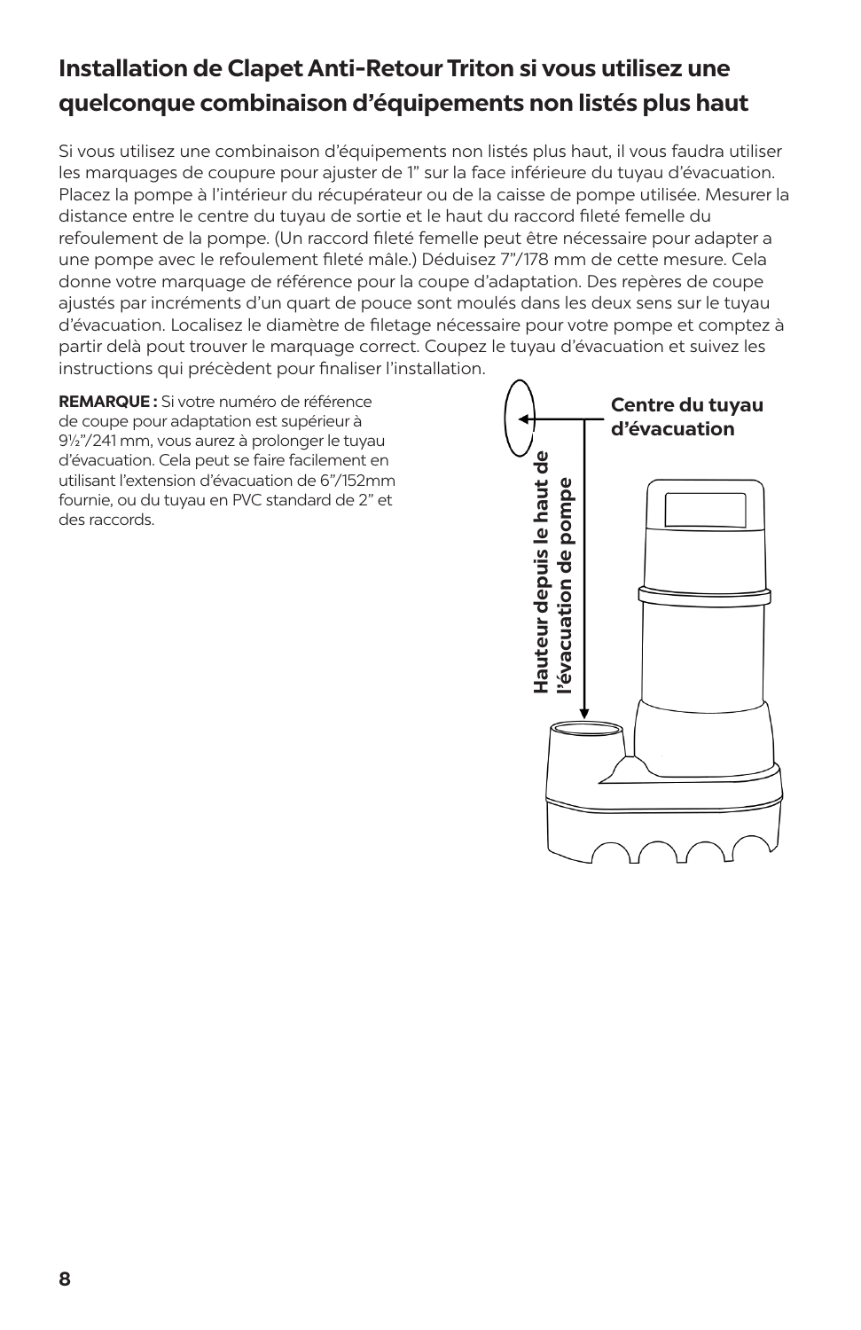## Installation de Clapet Anti-Retour Triton si vous utilisez une quelconque combinaison d'équipements non listés plus haut

Si vous utilisez une combinaison d'équipements non listés plus haut, il vous faudra utiliser les marquages de coupure pour ajuster de 1" sur la face inférieure du tuyau d'évacuation. Placez la pompe à l'intérieur du récupérateur ou de la caisse de pompe utilisée. Mesurer la distance entre le centre du tuyau de sortie et le haut du raccord fileté femelle du refoulement de la pompe. (Un raccord fileté femelle peut être nécessaire pour adapter a une pompe avec le refoulement fileté mâle.) Déduisez 7"/178 mm de cette mesure. Cela donne votre marquage de référence pour la coupe d'adaptation. Des repères de coupe ajustés par incréments d'un quart de pouce sont moulés dans les deux sens sur le tuyau d'évacuation. Localisez le diamètre de filetage nécessaire pour votre pompe et comptez à partir delà pout trouver le marquage correct. Coupez le tuyau d'évacuation et suivez les instructions qui précèdent pour finaliser l'installation.

**REMARQUE :** Si votre numéro de référence de coupe pour adaptation est supérieur à 9½"/241 mm, vous aurez à prolonger le tuyau d'évacuation. Cela peut se faire facilement en utilisant l'extension d'évacuation de 6"/152mm fournie, ou du tuyau en PVC standard de 2" et des raccords.

**Centre du tuyau d'évacuation**

**Hauteur depuis le haut de l'évacuation de pompe**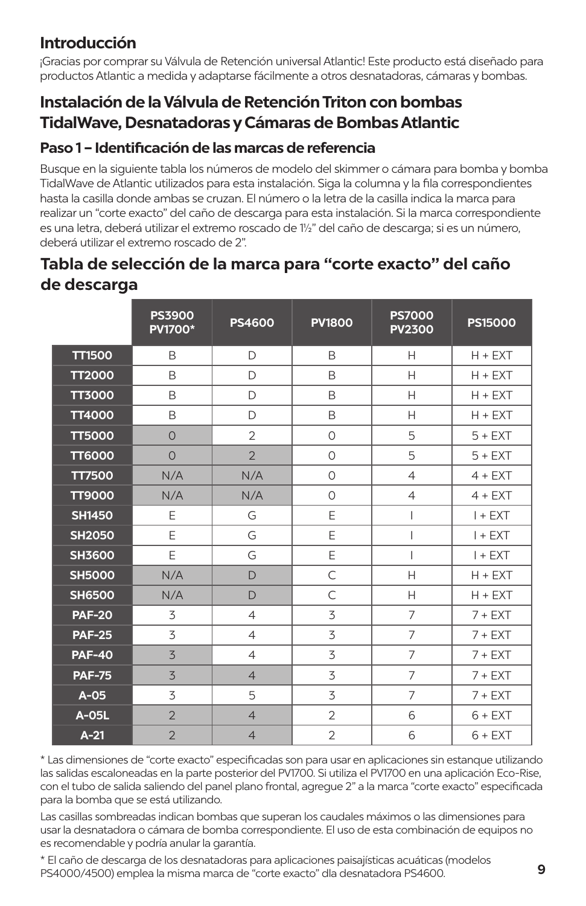## Introducción

¡Gracias por comprar su Válvula de Retención universal Atlantic! Este producto está diseñado para productos Atlantic a medida y adaptarse fácilmente a otros desnatadoras, cámaras y bombas.

## Instalación de la Válvula de Retención Triton con bombas TidalWave, Desnatadoras y Cámaras de Bombas Atlantic

### Paso 1 – Identificación de las marcas de referencia

Busque en la siguiente tabla los números de modelo del skimmer o cámara para bomba y bomba TidalWave de Atlantic utilizados para esta instalación. Siga la columna y la fila correspondientes hasta la casilla donde ambas se cruzan. El número o la letra de la casilla indica la marca para realizar un “corte exacto” del caño de descarga para esta instalación. Si la marca correspondiente es una letra, deberá utilizar el extremo roscado de 1½” del caño de descarga; si es un número, deberá utilizar el extremo roscado de 2”.

## Tabla de selección de la marca para “corte exacto” del caño de descarga

| | PS3900 PV1700* | PS4600 | PV1800 | PS7000 PV2300 | PS15000 |
|---|---|---|---|---|---|
| **TT1500** | B | D | B | H | H + EXT |
| **TT2000** | B | D | B | H | H + EXT |
| **TT3000** | B | D | B | H | H + EXT |
| **TT4000** | B | D | B | H | H + EXT |
| **TT5000** | 0 | 2 | 0 | 5 | 5 + EXT |
| **TT6000** | 0 | 2 | 0 | 5 | 5 + EXT |
| **TT7500** | N/A | N/A | 0 | 4 | 4 + EXT |
| **TT9000** | N/A | N/A | 0 | 4 | 4 + EXT |
| **SH1450** | E | G | E | I | I + EXT |
| **SH2050** | E | G | E | I | I + EXT |
| **SH3600** | E | G | E | I | I + EXT |
| **SH5000** | N/A | D | C | H | H + EXT |
| **SH6500** | N/A | D | C | H | H + EXT |
| **PAF-20** | 3 | 4 | 3 | 7 | 7 + EXT |
| **PAF-25** | 3 | 4 | 3 | 7 | 7 + EXT |
| **PAF-40** | 3 | 4 | 3 | 7 | 7 + EXT |
| **PAF-75** | 3 | 4 | 3 | 7 | 7 + EXT |
| **A-05** | 3 | 5 | 3 | 7 | 7 + EXT |
| **A-05L** | 2 | 4 | 2 | 6 | 6 + EXT |
| **A-21** | 2 | 4 | 2 | 6 | 6 + EXT |

* Las dimensiones de “corte exacto” especificadas son para usar en aplicaciones sin estanque utilizando las salidas escaloneadas en la parte posterior del PV1700. Si utiliza el PV1700 en una aplicación Eco-Rise, con el tubo de salida saliendo del panel plano frontal, agregue 2” a la marca “corte exacto” especificada para la bomba que se está utilizando.

Las casillas sombreadas indican bombas que superan los caudales máximos o las dimensiones para usar la desnatadora o cámara de bomba correspondiente. El uso de esta combinación de equipos no es recomendable y podría anular la garantía.

* El caño de descarga de los desnatadoras para aplicaciones paisajísticas acuáticas (modelos PS4000/4500) emplea la misma marca de “corte exacto” dla desnatadora PS4600.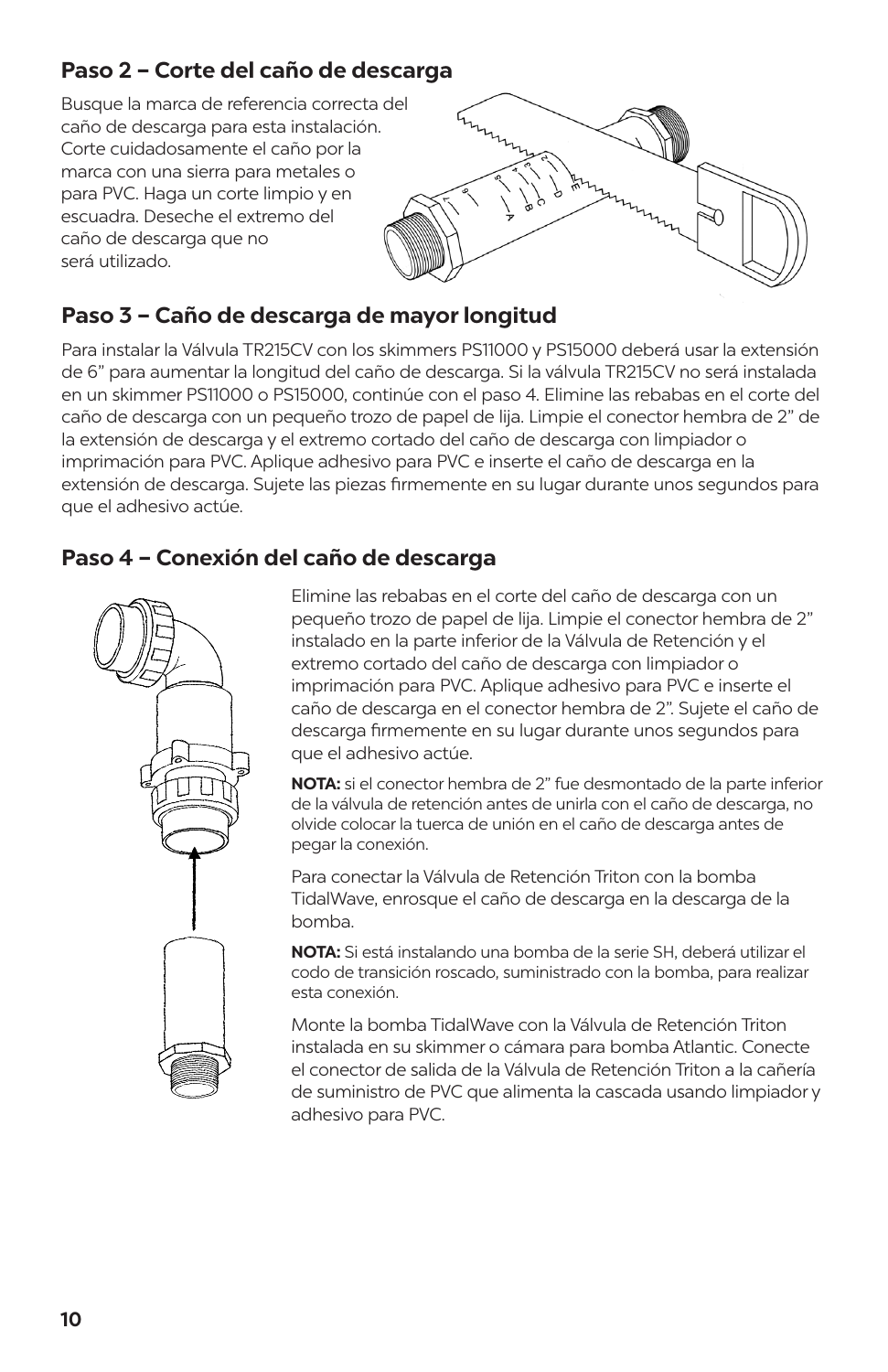## Paso 2 – Corte del caño de descarga

Busque la marca de referencia correcta del caño de descarga para esta instalación. Corte cuidadosamente el caño por la marca con una sierra para metales o para PVC. Haga un corte limpio y en escuadra. Deseche el extremo del caño de descarga que no será utilizado.

## Paso 3 – Caño de descarga de mayor longitud

Para instalar la Válvula TR215CV con los skimmers PS11000 y PS15000 deberá usar la extensión de 6" para aumentar la longitud del caño de descarga. Si la válvula TR215CV no será instalada en un skimmer PS11000 o PS15000, continúe con el paso 4. Elimine las rebabas en el corte del caño de descarga con un pequeño trozo de papel de lija. Limpie el conector hembra de 2" de la extensión de descarga y el extremo cortado del caño de descarga con limpiador o imprimación para PVC. Aplique adhesivo para PVC e inserte el caño de descarga en la extensión de descarga. Sujete las piezas firmemente en su lugar durante unos segundos para que el adhesivo actúe.

## Paso 4 – Conexión del caño de descarga

Elimine las rebabas en el corte del caño de descarga con un pequeño trozo de papel de lija. Limpie el conector hembra de 2" instalado en la parte inferior de la Válvula de Retención y el extremo cortado del caño de descarga con limpiador o imprimación para PVC. Aplique adhesivo para PVC e inserte el caño de descarga en el conector hembra de 2". Sujete el caño de descarga firmemente en su lugar durante unos segundos para que el adhesivo actúe.

**NOTA:** si el conector hembra de 2" fue desmontado de la parte inferior de la válvula de retención antes de unirla con el caño de descarga, no olvide colocar la tuerca de unión en el caño de descarga antes de pegar la conexión.

Para conectar la Válvula de Retención Triton con la bomba TidalWave, enrosque el caño de descarga en la descarga de la bomba.

**NOTA:** Si está instalando una bomba de la serie SH, deberá utilizar el codo de transición roscado, suministrado con la bomba, para realizar esta conexión.

Monte la bomba TidalWave con la Válvula de Retención Triton instalada en su skimmer o cámara para bomba Atlantic. Conecte el conector de salida de la Válvula de Retención Triton a la cañería de suministro de PVC que alimenta la cascada usando limpiador y adhesivo para PVC.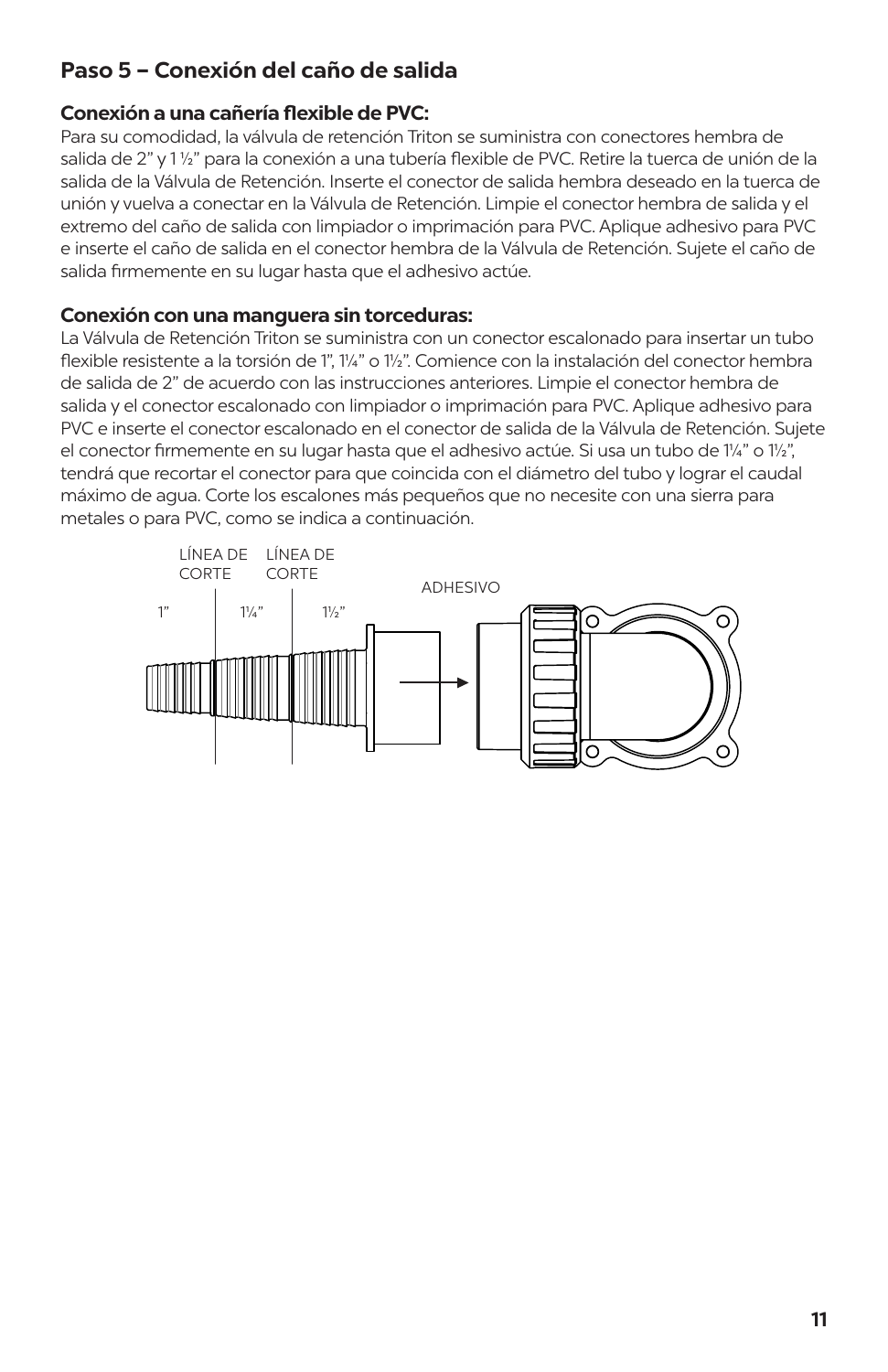## Paso 5 – Conexión del caño de salida

### Conexión a una cañería flexible de PVC:

Para su comodidad, la válvula de retención Triton se suministra con conectores hembra de salida de 2" y 1 ½" para la conexión a una tubería flexible de PVC. Retire la tuerca de unión de la salida de la Válvula de Retención. Inserte el conector de salida hembra deseado en la tuerca de unión y vuelva a conectar en la Válvula de Retención. Limpie el conector hembra de salida y el extremo del caño de salida con limpiador o imprimación para PVC. Aplique adhesivo para PVC e inserte el caño de salida en el conector hembra de la Válvula de Retención. Sujete el caño de salida firmemente en su lugar hasta que el adhesivo actúe.

### Conexión con una manguera sin torceduras:

La Válvula de Retención Triton se suministra con un conector escalonado para insertar un tubo flexible resistente a la torsión de 1", 1¼" o 1½". Comience con la instalación del conector hembra de salida de 2" de acuerdo con las instrucciones anteriores. Limpie el conector hembra de salida y el conector escalonado con limpiador o imprimación para PVC. Aplique adhesivo para PVC e inserte el conector escalonado en el conector de salida de la Válvula de Retención. Sujete el conector firmemente en su lugar hasta que el adhesivo actúe. Si usa un tubo de 1¼" o 1½", tendrá que recortar el conector para que coincida con el diámetro del tubo y lograr el caudal máximo de agua. Corte los escalones más pequeños que no necesite con una sierra para metales o para PVC, como se indica a continuación.

LÍNEA DE CORTE &nbsp; LÍNEA DE CORTE

1" &nbsp; 1¼" &nbsp; 1½" &nbsp; ADHESIVO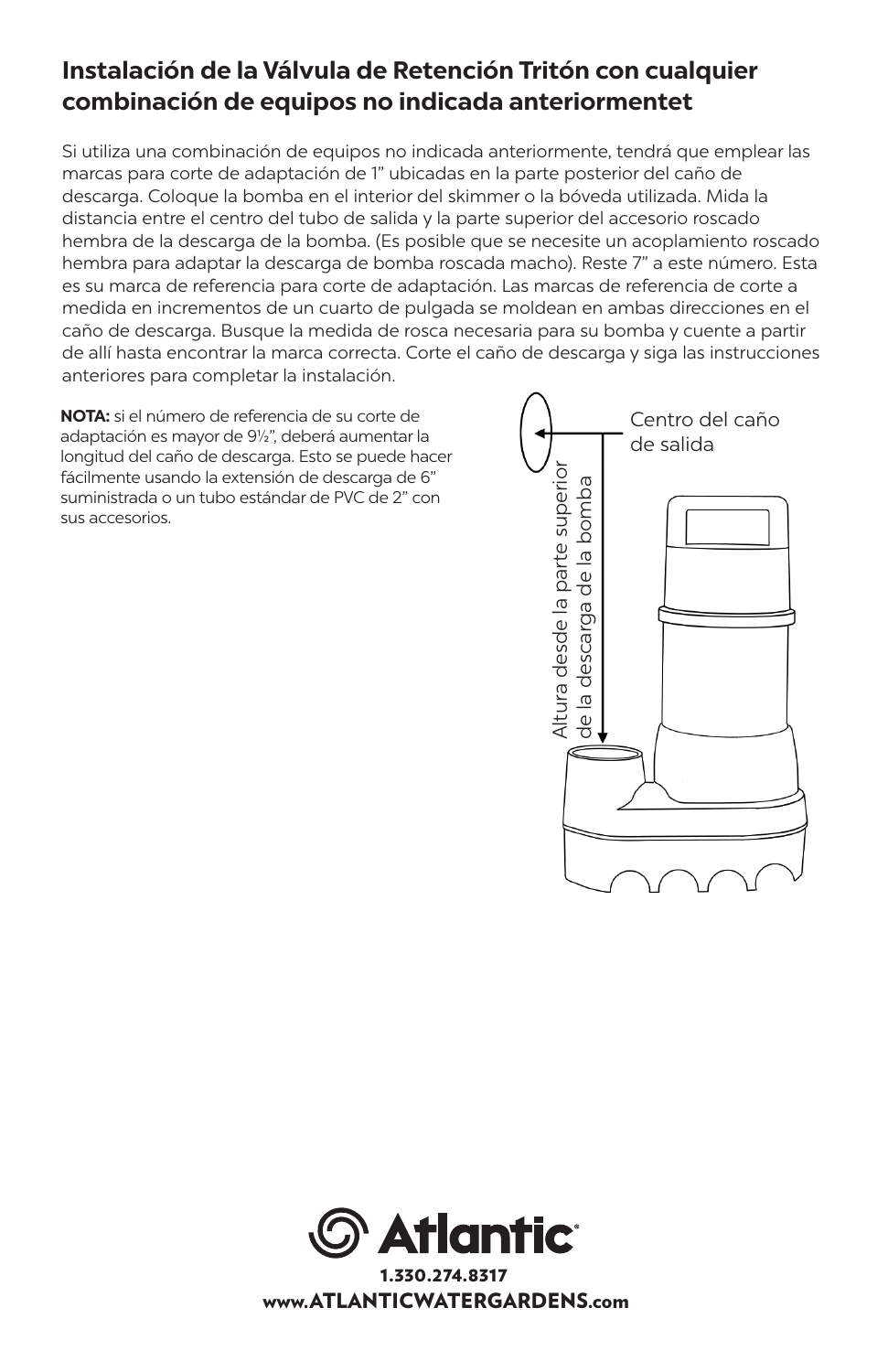## Instalación de la Válvula de Retención Tritón con cualquier combinación de equipos no indicada anteriormentetet

Si utiliza una combinación de equipos no indicada anteriormente, tendrá que emplear las marcas para corte de adaptación de 1" ubicadas en la parte posterior del caño de descarga. Coloque la bomba en el interior del skimmer o la bóveda utilizada. Mida la distancia entre el centro del tubo de salida y la parte superior del accesorio roscado hembra de la descarga de la bomba. (Es posible que se necesite un acoplamiento roscado hembra para adaptar la descarga de bomba roscada macho). Reste 7" a este número. Esta es su marca de referencia para corte de adaptación. Las marcas de referencia de corte a medida en incrementos de un cuarto de pulgada se moldean en ambas direcciones en el caño de descarga. Busque la medida de rosca necesaria para su bomba y cuente a partir de allí hasta encontrar la marca correcta. Corte el caño de descarga y siga las instrucciones anteriores para completar la instalación.

**NOTA:** si el número de referencia de su corte de adaptación es mayor de 9½", deberá aumentar la longitud del caño de descarga. Esto se puede hacer fácilmente usando la extensión de descarga de 6" suministrada o un tubo estándar de PVC de 2" con sus accesorios.

Centro del caño de salida

Altura desde la parte superior de la descarga de la bomba

Atlantic

1.330.274.8317

www.ATLANTICWATERGARDENS.com